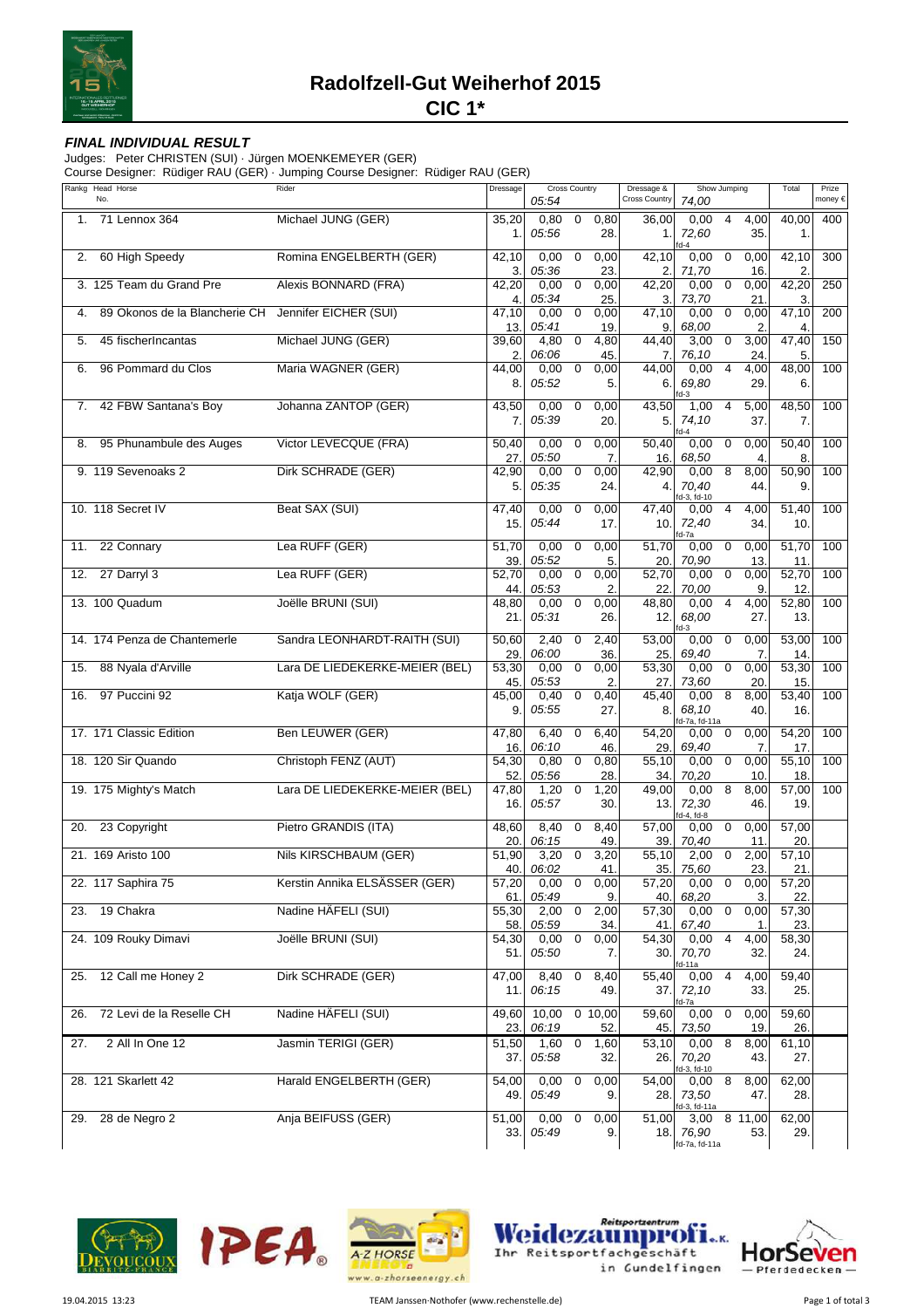# Radolfzell-Gut Weiherhof 2015

## CIC 1*

**_FINAL INDIVIDUAL RESULT_**

Judges: Peter CHRISTEN (SUI) · Jürgen MOENKEMEYER (GER)
Course Designer: Rüdiger RAU (GER) · Jumping Course Designer: Rüdiger RAU (GER)

| Rankg | Head No. | Horse | Rider | Dressage | Cross Country 05:54 | | | Dressage & Cross Country | Show Jumping 74,00 | | | Total | Prize money € |
|---|---|---|---|---|---|---|---|---|---|---|---|---|---|
| 1. | 71 | Lennox 364 | Michael JUNG (GER) | 35,20 1. | 0,80 05:56 | 0 | 0,80 28. | 36,00 1. | 0,00 72,60 fd-4 | 4 | 4,00 35. | 40,00 1. | 400 |
| 2. | 60 | High Speedy | Romina ENGELBERTH (GER) | 42,10 3. | 0,00 05:36 | 0 | 0,00 23. | 42,10 2. | 0,00 71,70 | 0 | 0,00 16. | 42,10 2. | 300 |
| 3. | 125 | Team du Grand Pre | Alexis BONNARD (FRA) | 42,20 4. | 0,00 05:34 | 0 | 0,00 25. | 42,20 3. | 0,00 73,70 | 0 | 0,00 21. | 42,20 3. | 250 |
| 4. | 89 | Okonos de la Blancherie CH | Jennifer EICHER (SUI) | 47,10 13. | 0,00 05:41 | 0 | 0,00 19. | 47,10 9. | 0,00 68,00 | 0 | 0,00 2. | 47,10 4. | 200 |
| 5. | 45 | fischerIncantas | Michael JUNG (GER) | 39,60 2. | 4,80 06:06 | 0 | 4,80 45. | 44,40 7. | 3,00 76,10 | 0 | 3,00 24. | 47,40 5. | 150 |
| 6. | 96 | Pommard du Clos | Maria WAGNER (GER) | 44,00 8. | 0,00 05:52 | 0 | 0,00 5. | 44,00 6. | 0,00 69,80 fd-3 | 4 | 4,00 29. | 48,00 6. | 100 |
| 7. | 42 | FBW Santana's Boy | Johanna ZANTOP (GER) | 43,50 7. | 0,00 05:39 | 0 | 0,00 20. | 43,50 5. | 1,00 74,10 fd-4 | 4 | 5,00 37. | 48,50 7. | 100 |
| 8. | 95 | Phunambule des Auges | Victor LEVECQUE (FRA) | 50,40 27. | 0,00 05:50 | 0 | 0,00 7. | 50,40 16. | 0,00 68,50 | 0 | 0,00 4. | 50,40 8. | 100 |
| 9. | 119 | Sevenoaks 2 | Dirk SCHRADE (GER) | 42,90 5. | 0,00 05:35 | 0 | 0,00 24. | 42,90 4. | 0,00 70,40 fd-3, fd-10 | 8 | 8,00 44. | 50,90 9. | 100 |
| 10. | 118 | Secret IV | Beat SAX (SUI) | 47,40 15. | 0,00 05:44 | 0 | 0,00 17. | 47,40 10. | 0,00 72,40 fd-7a | 4 | 4,00 34. | 51,40 10. | 100 |
| 11. | 22 | Connary | Lea RUFF (GER) | 51,70 39. | 0,00 05:52 | 0 | 0,00 5. | 51,70 20. | 0,00 70,90 | 0 | 0,00 13. | 51,70 11. | 100 |
| 12. | 27 | Darryl 3 | Lea RUFF (GER) | 52,70 44. | 0,00 05:53 | 0 | 0,00 2. | 52,70 22. | 0,00 70,00 | 0 | 0,00 9. | 52,70 12. | 100 |
| 13. | 100 | Quadum | Joëlle BRUNI (SUI) | 48,80 21. | 0,00 05:31 | 0 | 0,00 26. | 48,80 12. | 0,00 68,00 fd-3 | 4 | 4,00 27. | 52,80 13. | 100 |
| 14. | 174 | Penza de Chantemerle | Sandra LEONHARDT-RAITH (SUI) | 50,60 29. | 2,40 06:00 | 0 | 2,40 36. | 53,00 25. | 0,00 69,40 | 0 | 0,00 7. | 53,00 14. | 100 |
| 15. | 88 | Nyala d'Arville | Lara DE LIEDEKERKE-MEIER (BEL) | 53,30 45. | 0,00 05:53 | 0 | 0,00 2. | 53,30 27. | 0,00 73,60 | 0 | 0,00 20. | 53,30 15. | 100 |
| 16. | 97 | Puccini 92 | Katja WOLF (GER) | 45,00 9. | 0,40 05:55 | 0 | 0,40 27. | 45,40 8. | 0,00 68,10 fd-7a, fd-11a | 8 | 8,00 40. | 53,40 16. | 100 |
| 17. | 171 | Classic Edition | Ben LEUWER (GER) | 47,80 16. | 6,40 06:10 | 0 | 6,40 46. | 54,20 29. | 0,00 69,40 | 0 | 0,00 7. | 54,20 17. | 100 |
| 18. | 120 | Sir Quando | Christoph FENZ (AUT) | 54,30 52. | 0,80 05:56 | 0 | 0,80 28. | 55,10 34. | 0,00 70,20 | 0 | 0,00 10. | 55,10 18. | 100 |
| 19. | 175 | Mighty's Match | Lara DE LIEDEKERKE-MEIER (BEL) | 47,80 16. | 1,20 05:57 | 0 | 1,20 30. | 49,00 13. | 0,00 72,30 fd-4, fd-8 | 8 | 8,00 46. | 57,00 19. | 100 |
| 20. | 23 | Copyright | Pietro GRANDIS (ITA) | 48,60 20. | 8,40 06:15 | 0 | 8,40 49. | 57,00 39. | 0,00 70,40 | 0 | 0,00 11. | 57,00 20. | |
| 21. | 169 | Aristo 100 | Nils KIRSCHBAUM (GER) | 51,90 40. | 3,20 06:02 | 0 | 3,20 41. | 55,10 35. | 2,00 75,60 | 0 | 2,00 23. | 57,10 21. | |
| 22. | 117 | Saphira 75 | Kerstin Annika ELSÄSSER (GER) | 57,20 61. | 0,00 05:49 | 0 | 0,00 9. | 57,20 40. | 0,00 68,20 | 0 | 0,00 3. | 57,20 22. | |
| 23. | 19 | Chakra | Nadine HÄFELI (SUI) | 55,30 58. | 2,00 05:59 | 0 | 2,00 34. | 57,30 41. | 0,00 67,40 | 0 | 0,00 1. | 57,30 23. | |
| 24. | 109 | Rouky Dimavi | Joëlle BRUNI (SUI) | 54,30 51. | 0,00 05:50 | 0 | 0,00 7. | 54,30 30. | 0,00 70,70 fd-11a | 4 | 4,00 32. | 58,30 24. | |
| 25. | 12 | Call me Honey 2 | Dirk SCHRADE (GER) | 47,00 11. | 8,40 06:15 | 0 | 8,40 49. | 55,40 37. | 0,00 72,10 fd-7a | 4 | 4,00 33. | 59,40 25. | |
| 26. | 72 | Levi de la Reselle CH | Nadine HÄFELI (SUI) | 49,60 23. | 10,00 06:19 | 0 | 10,00 52. | 59,60 45. | 0,00 73,50 | 0 | 0,00 19. | 59,60 26. | |
| 27. | 2 | All In One 12 | Jasmin TERIGI (GER) | 51,50 37. | 1,60 05:58 | 0 | 1,60 32. | 53,10 26. | 0,00 70,20 fd-3, fd-10 | 8 | 8,00 43. | 61,10 27. | |
| 28. | 121 | Skarlett 42 | Harald ENGELBERTH (GER) | 54,00 49. | 0,00 05:49 | 0 | 0,00 9. | 54,00 28. | 0,00 73,50 fd-3, fd-11a | 8 | 8,00 47. | 62,00 28. | |
| 29. | 28 | de Negro 2 | Anja BEIFUSS (GER) | 51,00 33. | 0,00 05:49 | 0 | 0,00 9. | 51,00 18. | 3,00 76,90 fd-7a, fd-11a | 8 | 11,00 53. | 62,00 29. | |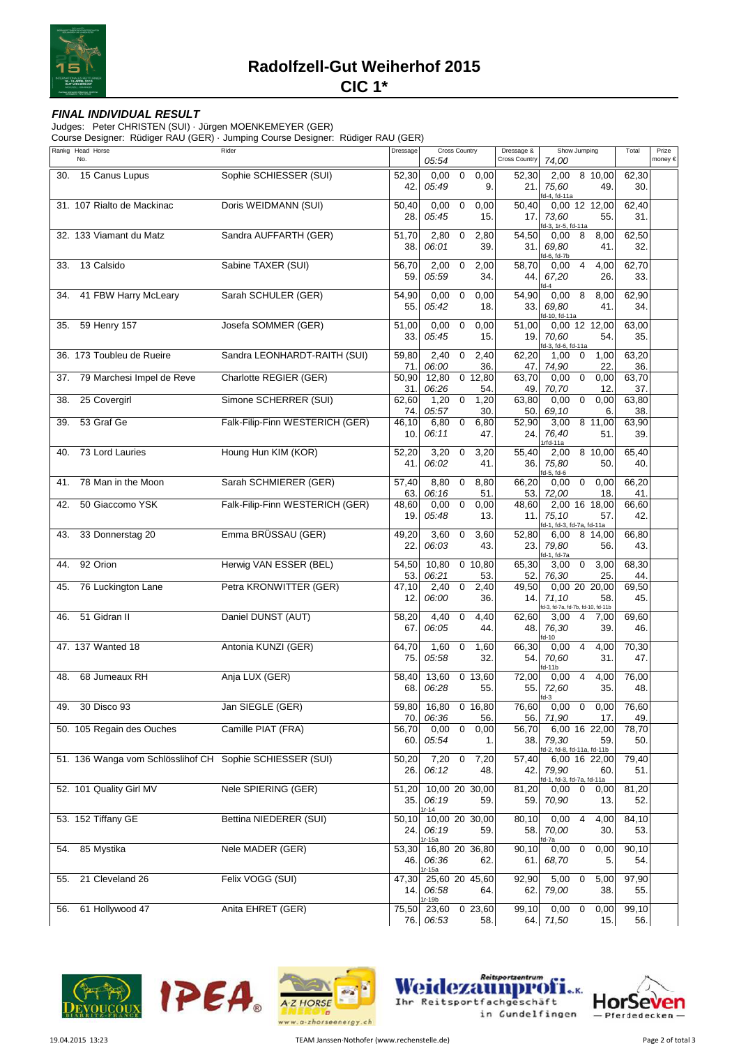# Radolfzell-Gut Weiherhof 2015

## CIC 1*

***FINAL INDIVIDUAL RESULT***

Judges: Peter CHRISTEN (SUI) · Jürgen MOENKEMEYER (GER)
Course Designer: Rüdiger RAU (GER) · Jumping Course Designer: Rüdiger RAU (GER)

| Rankg | Head No. | Horse | Rider | Dressage | Cross Country 05:54 | | | Dressage & Cross Country | Show Jumping 74,00 | | | Total | Prize money € |
|---|---|---|---|---|---|---|---|---|---|---|---|---|---|
| 30. | 15 | Canus Lupus | Sophie SCHIESSER (SUI) | 52,30 / 42. | 0,00 / *05:49* | 0 | 0,00 / 9. | 52,30 / 21. | 2,00 / *75,60* / fd-4, fd-11a | 8 | 10,00 / 49. | 62,30 / 30. | |
| 31. | 107 | Rialto de Mackinac | Doris WEIDMANN (SUI) | 50,40 / 28. | 0,00 / *05:45* | 0 | 0,00 / 15. | 50,40 / 17. | 0,00 / *73,60* / fd-3, 1r-5, fd-11a | 12 | 12,00 / 55. | 62,40 / 31. | |
| 32. | 133 | Viamant du Matz | Sandra AUFFARTH (GER) | 51,70 / 38. | 2,80 / *06:01* | 0 | 2,80 / 39. | 54,50 / 31. | 0,00 / *69,80* / fd-6, fd-7b | 8 | 8,00 / 41. | 62,50 / 32. | |
| 33. | 13 | Calsido | Sabine TAXER (SUI) | 56,70 / 59. | 2,00 / *05:59* | 0 | 2,00 / 34. | 58,70 / 44. | 0,00 / *67,20* / fd-4 | 4 | 4,00 / 26. | 62,70 / 33. | |
| 34. | 41 | FBW Harry McLeary | Sarah SCHULER (GER) | 54,90 / 55. | 0,00 / *05:42* | 0 | 0,00 / 18. | 54,90 / 33. | 0,00 / *69,80* / fd-10, fd-11a | 8 | 8,00 / 41. | 62,90 / 34. | |
| 35. | 59 | Henry 157 | Josefa SOMMER (GER) | 51,00 / 33. | 0,00 / *05:45* | 0 | 0,00 / 15. | 51,00 / 19. | 0,00 / *70,60* / fd-3, fd-6, fd-11a | 12 | 12,00 / 54. | 63,00 / 35. | |
| 36. | 173 | Toubleu de Rueire | Sandra LEONHARDT-RAITH (SUI) | 59,80 / 71. | 2,40 / *06:00* | 0 | 2,40 / 36. | 62,20 / 47. | 1,00 / *74,90* | 0 | 1,00 / 22. | 63,20 / 36. | |
| 37. | 79 | Marchesi Impel de Reve | Charlotte REGIER (GER) | 50,90 / 31. | 12,80 / *06:26* | 0 | 12,80 / 54. | 63,70 / 49. | 0,00 / *70,70* | 0 | 0,00 / 12. | 63,70 / 37. | |
| 38. | 25 | Covergirl | Simone SCHERRER (SUI) | 62,60 / 74. | 1,20 / *05:57* | 0 | 1,20 / 30. | 63,80 / 50. | 0,00 / *69,10* | 0 | 0,00 / 6. | 63,80 / 38. | |
| 39. | 53 | Graf Ge | Falk-Filip-Finn WESTERICH (GER) | 46,10 / 10. | 6,80 / *06:11* | 0 | 6,80 / 47. | 52,90 / 24. | 3,00 / *76,40* / 1rfd-11a | 8 | 11,00 / 51. | 63,90 / 39. | |
| 40. | 73 | Lord Lauries | Houng Hun KIM (KOR) | 52,20 / 41. | 3,20 / *06:02* | 0 | 3,20 / 41. | 55,40 / 36. | 2,00 / *75,80* / fd-5, fd-6 | 8 | 10,00 / 50. | 65,40 / 40. | |
| 41. | 78 | Man in the Moon | Sarah SCHMIERER (GER) | 57,40 / 63. | 8,80 / *06:16* | 0 | 8,80 / 51. | 66,20 / 53. | 0,00 / *72,00* | 0 | 0,00 / 18. | 66,20 / 41. | |
| 42. | 50 | Giaccomo YSK | Falk-Filip-Finn WESTERICH (GER) | 48,60 / 19. | 0,00 / *05:48* | 0 | 0,00 / 13. | 48,60 / 11. | 2,00 / *75,10* / fd-1, fd-3, fd-7a, fd-11a | 16 | 18,00 / 57. | 66,60 / 42. | |
| 43. | 33 | Donnerstag 20 | Emma BRÜSSAU (GER) | 49,20 / 22. | 3,60 / *06:03* | 0 | 3,60 / 43. | 52,80 / 23. | 6,00 / *79,80* / fd-1, fd-7a | 8 | 14,00 / 56. | 66,80 / 43. | |
| 44. | 92 | Orion | Herwig VAN ESSER (BEL) | 54,50 / 53. | 10,80 / *06:21* | 0 | 10,80 / 53. | 65,30 / 52. | 3,00 / *76,30* | 0 | 3,00 / 25. | 68,30 / 44. | |
| 45. | 76 | Luckington Lane | Petra KRONWITTER (GER) | 47,10 / 12. | 2,40 / *06:00* | 0 | 2,40 / 36. | 49,50 / 14. | 0,00 / *71,10* / fd-3, fd-7a, fd-7b, fd-10, fd-11b | 20 | 20,00 / 58. | 69,50 / 45. | |
| 46. | 51 | Gidran II | Daniel DUNST (AUT) | 58,20 / 67. | 4,40 / *06:05* | 0 | 4,40 / 44. | 62,60 / 48. | 3,00 / *76,30* / fd-10 | 4 | 7,00 / 39. | 69,60 / 46. | |
| 47. | 137 | Wanted 18 | Antonia KUNZI (GER) | 64,70 / 75. | 1,60 / *05:58* | 0 | 1,60 / 32. | 66,30 / 54. | 0,00 / *70,60* / fd-11b | 4 | 4,00 / 31. | 70,30 / 47. | |
| 48. | 68 | Jumeaux RH | Anja LUX (GER) | 58,40 / 68. | 13,60 / *06:28* | 0 | 13,60 / 55. | 72,00 / 55. | 0,00 / *72,60* / fd-3 | 4 | 4,00 / 35. | 76,00 / 48. | |
| 49. | 30 | Disco 93 | Jan SIEGLE (GER) | 59,80 / 70. | 16,80 / *06:36* | 0 | 16,80 / 56. | 76,60 / 56. | 0,00 / *71,90* | 0 | 0,00 / 17. | 76,60 / 49. | |
| 50. | 105 | Regain des Ouches | Camille PIAT (FRA) | 56,70 / 60. | 0,00 / *05:54* | 0 | 0,00 / 1. | 56,70 / 38. | 6,00 / *79,30* / fd-2, fd-8, fd-11a, fd-11b | 16 | 22,00 / 59. | 78,70 / 50. | |
| 51. | 136 | Wanga vom Schlösslihof CH | Sophie SCHIESSER (SUI) | 50,20 / 26. | 7,20 / *06:12* | 0 | 7,20 / 48. | 57,40 / 42. | 6,00 / *79,90* / fd-1, fd-3, fd-7a, fd-11a | 16 | 22,00 / 60. | 79,40 / 51. | |
| 52. | 101 | Quality Girl MV | Nele SPIERING (GER) | 51,20 / 35. | 10,00 / *06:19* / 1r-14 | 20 | 30,00 / 59. | 81,20 / 59. | 0,00 / *70,90* | 0 | 0,00 / 13. | 81,20 / 52. | |
| 53. | 152 | Tiffany GE | Bettina NIEDERER (SUI) | 50,10 / 24. | 10,00 / *06:19* / 1r-15a | 20 | 30,00 / 59. | 80,10 / 58. | 0,00 / *70,00* / fd-7a | 4 | 4,00 / 30. | 84,10 / 53. | |
| 54. | 85 | Mystika | Nele MADER (GER) | 53,30 / 46. | 16,80 / *06:36* / 1r-15a | 20 | 36,80 / 62. | 90,10 / 61. | 0,00 / *68,70* | 0 | 0,00 / 5. | 90,10 / 54. | |
| 55. | 21 | Cleveland 26 | Felix VOGG (SUI) | 47,30 / 14. | 25,60 / *06:58* / 1r-19b | 20 | 45,60 / 64. | 92,90 / 62. | 5,00 / *79,00* | 0 | 5,00 / 38. | 97,90 / 55. | |
| 56. | 61 | Hollywood 47 | Anita EHRET (GER) | 75,50 / 76. | 23,60 / *06:53* | 0 | 23,60 / 58. | 99,10 / 64. | 0,00 / *71,50* | 0 | 0,00 / 15. | 99,10 / 56. | |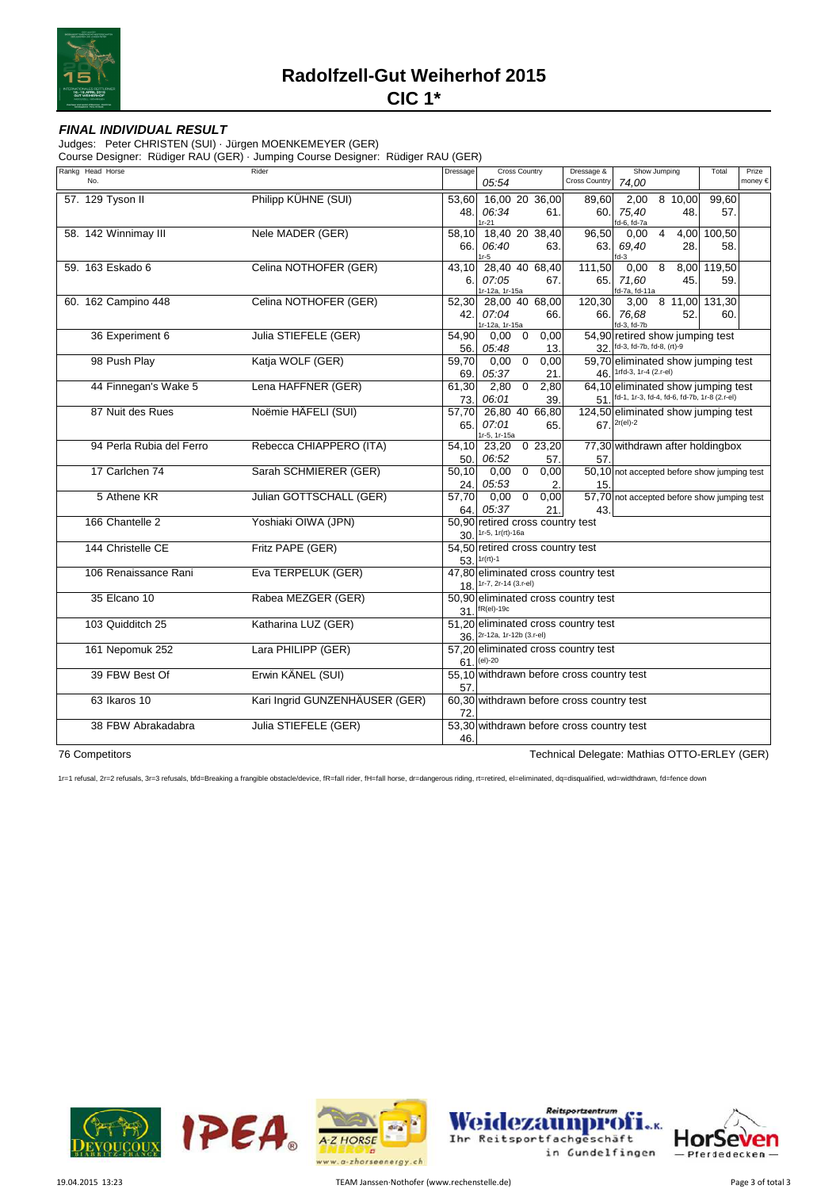# Radolfzell-Gut Weiherhof 2015

## CIC 1*

### *FINAL INDIVIDUAL RESULT*

Judges: Peter CHRISTEN (SUI) · Jürgen MOENKEMEYER (GER)
Course Designer: Rüdiger RAU (GER) · Jumping Course Designer: Rüdiger RAU (GER)

| Rankg | Head No. | Horse | Rider | Dressage | Cross Country 05:54 | Dressage & Cross Country | Show Jumping 74,00 | Total | Prize money € |
|---|---|---|---|---|---|---|---|---|---|
| 57. | 129 | Tyson II | Philipp KÜHNE (SUI) | 53,60 48. | 16,00 20 36,00 06:34 61. 1r-21 | 89,60 60. | 2,00 8 10,00 75,40 48. fd-6, fd-7a | 99,60 57. | |
| 58. | 142 | Winnimay III | Nele MADER (GER) | 58,10 66. | 18,40 20 38,40 06:40 63. 1r-5 | 96,50 63. | 0,00 4 4,00 69,40 28. fd-3 | 100,50 58. | |
| 59. | 163 | Eskado 6 | Celina NOTHOFER (GER) | 43,10 6. | 28,40 40 68,40 07:05 67. 1r-12a, 1r-15a | 111,50 65. | 0,00 8 8,00 71,60 45. fd-7a, fd-11a | 119,50 59. | |
| 60. | 162 | Campino 448 | Celina NOTHOFER (GER) | 52,30 42. | 28,00 40 68,00 07:04 66. 1r-12a, 1r-15a | 120,30 66. | 3,00 8 11,00 76,68 52. fd-3, fd-7b | 131,30 60. | |
| | 36 | Experiment 6 | Julia STIEFELE (GER) | 54,90 56. | 0,00 0 0,00 05:48 13. | 54,90 32. | retired show jumping test fd-3, fd-7b, fd-8, (rt)-9 | | |
| | 98 | Push Play | Katja WOLF (GER) | 59,70 69. | 0,00 0 0,00 05:37 21. | 59,70 46. | eliminated show jumping test 1rfd-3, 1r-4 (2.r-el) | | |
| | 44 | Finnegan's Wake 5 | Lena HAFFNER (GER) | 61,30 73. | 2,80 0 2,80 06:01 39. | 64,10 51. | eliminated show jumping test fd-1, 1r-3, fd-4, fd-6, fd-7b, 1r-8 (2.r-el) | | |
| | 87 | Nuit des Rues | Noëmie HÄFELI (SUI) | 57,70 65. | 26,80 40 66,80 07:01 65. 1r-5, 1r-15a | 124,50 67. | eliminated show jumping test 2r(el)-2 | | |
| | 94 | Perla Rubia del Ferro | Rebecca CHIAPPERO (ITA) | 54,10 50. | 23,20 0 23,20 06:52 57. | 77,30 57. | withdrawn after holdingbox | | |
| | 17 | Carlchen 74 | Sarah SCHMIERER (GER) | 50,10 24. | 0,00 0 0,00 05:53 2. | 50,10 15. | not accepted before show jumping test | | |
| | 5 | Athene KR | Julian GOTTSCHALL (GER) | 57,70 64. | 0,00 0 0,00 05:37 21. | 57,70 43. | not accepted before show jumping test | | |
| | 166 | Chantelle 2 | Yoshiaki OIWA (JPN) | 50,90 30. | retired cross country test 1r-5, 1r(rt)-16a | | | | |
| | 144 | Christelle CE | Fritz PAPE (GER) | 54,50 53. | retired cross country test 1r(rt)-1 | | | | |
| | 106 | Renaissance Rani | Eva TERPELUK (GER) | 47,80 18. | eliminated cross country test 1r-7, 2r-14 (3.r-el) | | | | |
| | 35 | Elcano 10 | Rabea MEZGER (GER) | 50,90 31. | eliminated cross country test fR(el)-19c | | | | |
| | 103 | Quidditch 25 | Katharina LUZ (GER) | 51,20 36. | eliminated cross country test 2r-12a, 1r-12b (3.r-el) | | | | |
| | 161 | Nepomuk 252 | Lara PHILIPP (GER) | 57,20 61. | eliminated cross country test (el)-20 | | | | |
| | 39 | FBW Best Of | Erwin KÄNEL (SUI) | 55,10 57. | withdrawn before cross country test | | | | |
| | 63 | Ikaros 10 | Kari Ingrid GUNZENHÄUSER (GER) | 60,30 72. | withdrawn before cross country test | | | | |
| | 38 | FBW Abrakadabra | Julia STIEFELE (GER) | 53,30 46. | withdrawn before cross country test | | | | |

76 Competitors

Technical Delegate: Mathias OTTO-ERLEY (GER)

1r=1 refusal, 2r=2 refusals, 3r=3 refusals, bfd=Breaking a frangible obstacle/device, fR=fall rider, fH=fall horse, dr=dangerous riding, rt=retired, el=eliminated, dq=disqualified, wd=widthdrawn, fd=fence down